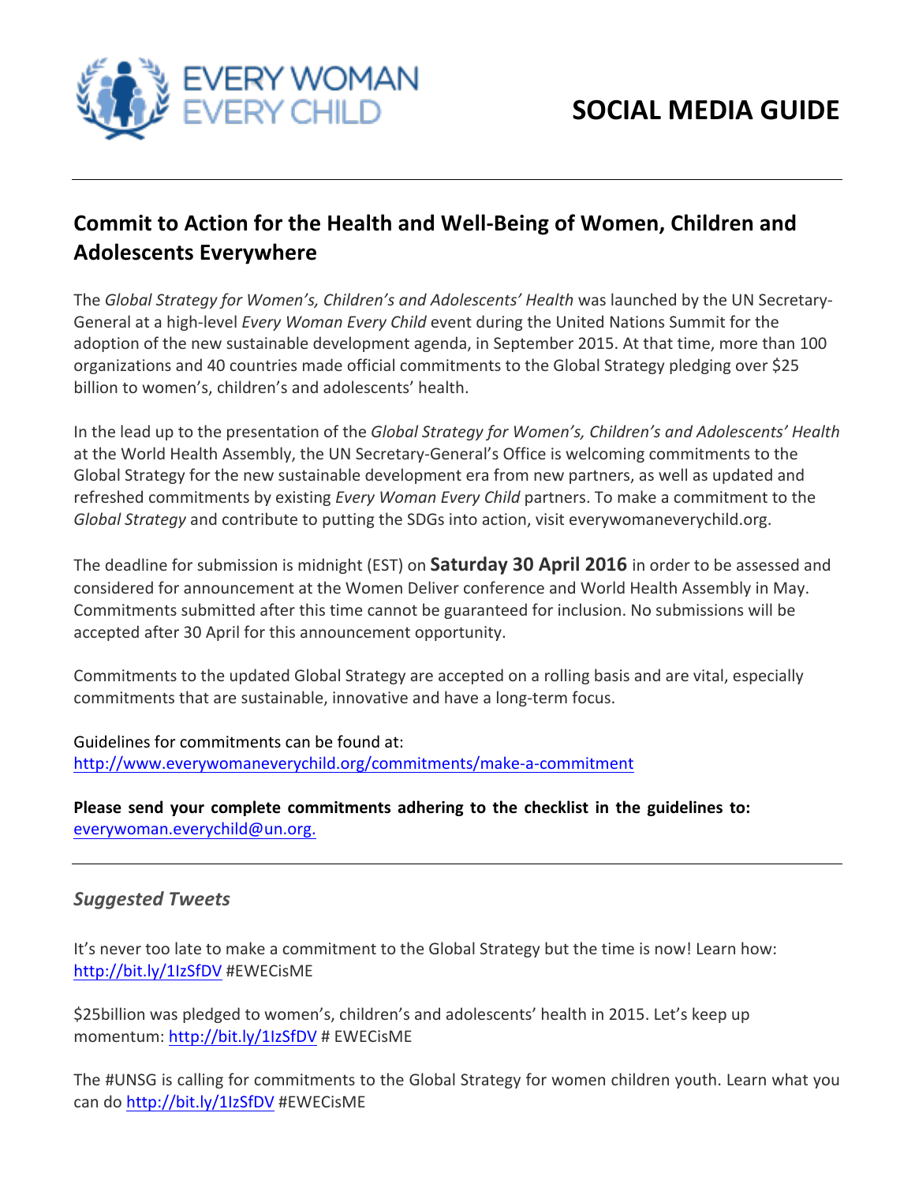EVERY WOMAN EVERY CHILD

# SOCIAL MEDIA GUIDE

---

## Commit to Action for the Health and Well-Being of Women, Children and Adolescents Everywhere

The *Global Strategy for Women's, Children's and Adolescents' Health* was launched by the UN Secretary-General at a high-level *Every Woman Every Child* event during the United Nations Summit for the adoption of the new sustainable development agenda, in September 2015. At that time, more than 100 organizations and 40 countries made official commitments to the Global Strategy pledging over $25 billion to women's, children's and adolescents' health.

In the lead up to the presentation of the *Global Strategy for Women's, Children's and Adolescents' Health* at the World Health Assembly, the UN Secretary-General's Office is welcoming commitments to the Global Strategy for the new sustainable development era from new partners, as well as updated and refreshed commitments by existing *Every Woman Every Child* partners. To make a commitment to the *Global Strategy* and contribute to putting the SDGs into action, visit everywomaneverychild.org.

The deadline for submission is midnight (EST) on **Saturday 30 April 2016** in order to be assessed and considered for announcement at the Women Deliver conference and World Health Assembly in May. Commitments submitted after this time cannot be guaranteed for inclusion. No submissions will be accepted after 30 April for this announcement opportunity.

Commitments to the updated Global Strategy are accepted on a rolling basis and are vital, especially commitments that are sustainable, innovative and have a long-term focus.

Guidelines for commitments can be found at:
http://www.everywomaneverychild.org/commitments/make-a-commitment

**Please send your complete commitments adhering to the checklist in the guidelines to:** everywoman.everychild@un.org.

---

### *Suggested Tweets*

It's never too late to make a commitment to the Global Strategy but the time is now! Learn how: http://bit.ly/1IzSfDV #EWECisME

$25billion was pledged to women's, children's and adolescents' health in 2015. Let's keep up momentum: http://bit.ly/1IzSfDV # EWECisME

The #UNSG is calling for commitments to the Global Strategy for women children youth. Learn what you can do http://bit.ly/1IzSfDV #EWECisME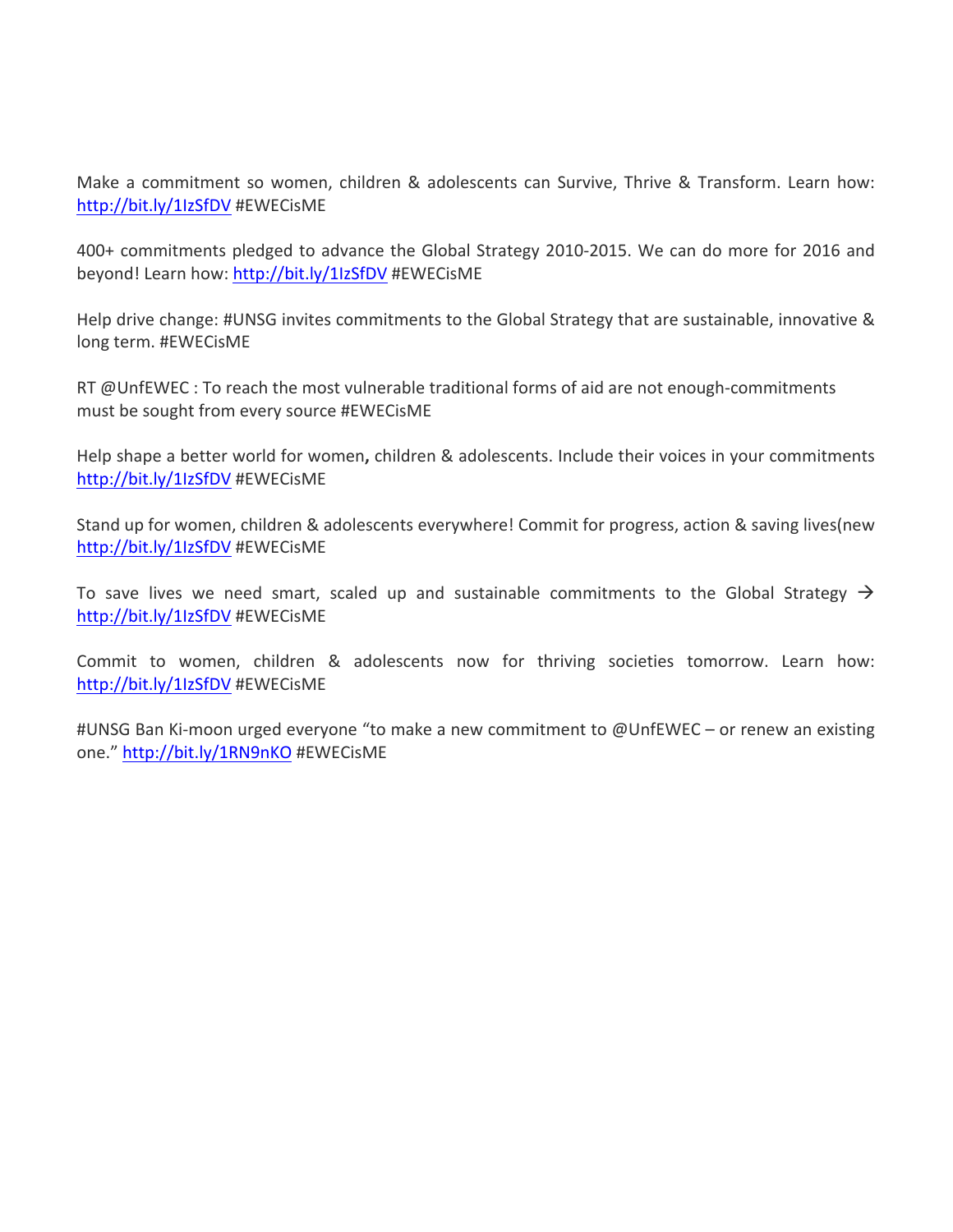Make a commitment so women, children & adolescents can Survive, Thrive & Transform. Learn how: http://bit.ly/1IzSfDV #EWECisME

400+ commitments pledged to advance the Global Strategy 2010-2015. We can do more for 2016 and beyond! Learn how: http://bit.ly/1IzSfDV #EWECisME

Help drive change: #UNSG invites commitments to the Global Strategy that are sustainable, innovative & long term. #EWECisME

RT @UnfEWEC : To reach the most vulnerable traditional forms of aid are not enough-commitments must be sought from every source #EWECisME

Help shape a better world for women**,** children & adolescents. Include their voices in your commitments http://bit.ly/1IzSfDV #EWECisME

Stand up for women, children & adolescents everywhere! Commit for progress, action & saving lives(new http://bit.ly/1IzSfDV #EWECisME

To save lives we need smart, scaled up and sustainable commitments to the Global Strategy → http://bit.ly/1IzSfDV #EWECisME

Commit to women, children & adolescents now for thriving societies tomorrow. Learn how: http://bit.ly/1IzSfDV #EWECisME

#UNSG Ban Ki-moon urged everyone "to make a new commitment to @UnfEWEC – or renew an existing one." http://bit.ly/1RN9nKO #EWECisME